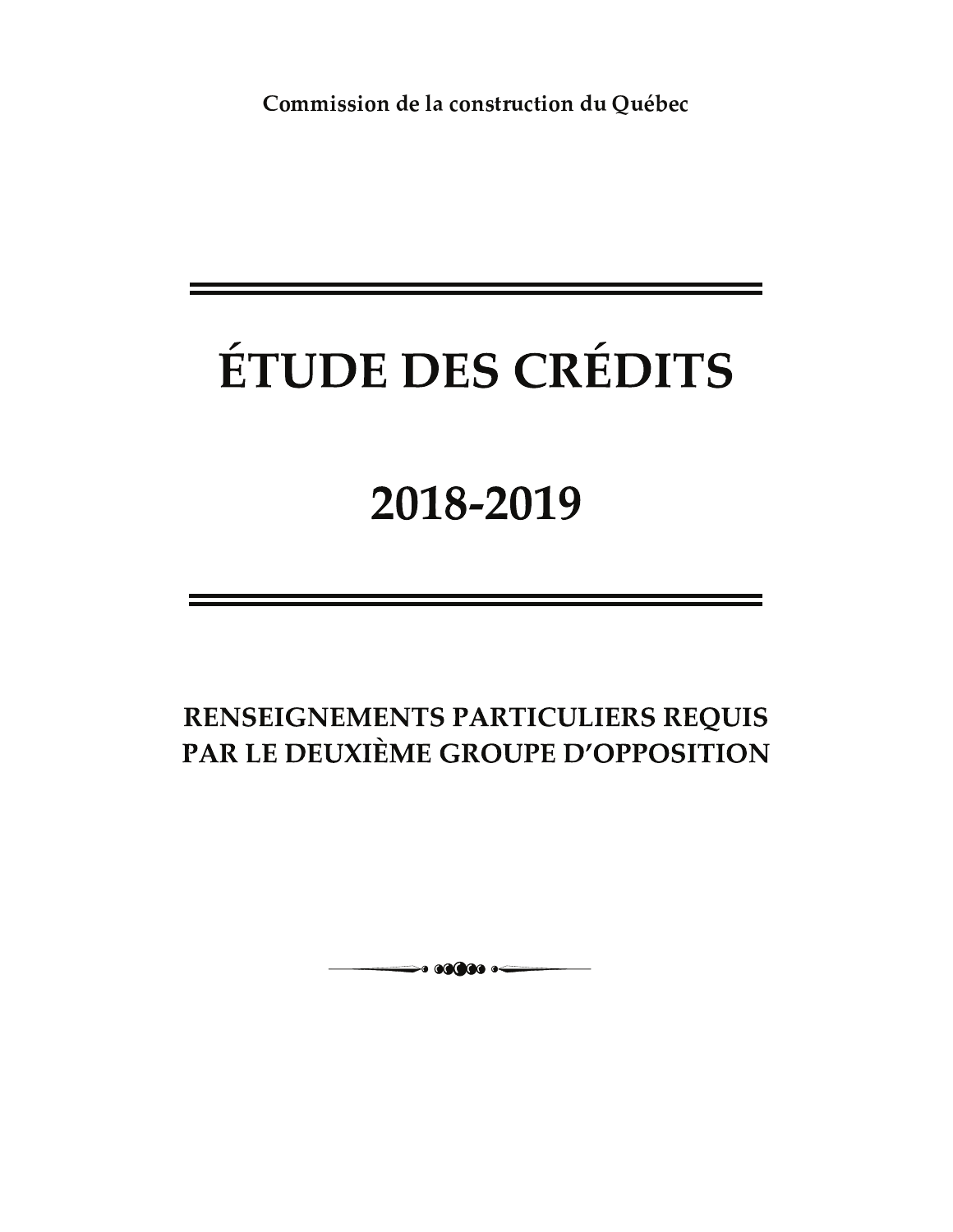Commission de la construction du Québec

# ÉTUDE DES CRÉDITS

# 2018-2019

## RENSEIGNEMENTS PARTICULIERS REQUIS PAR LE DEUXIÈME GROUPE D'OPPOSITION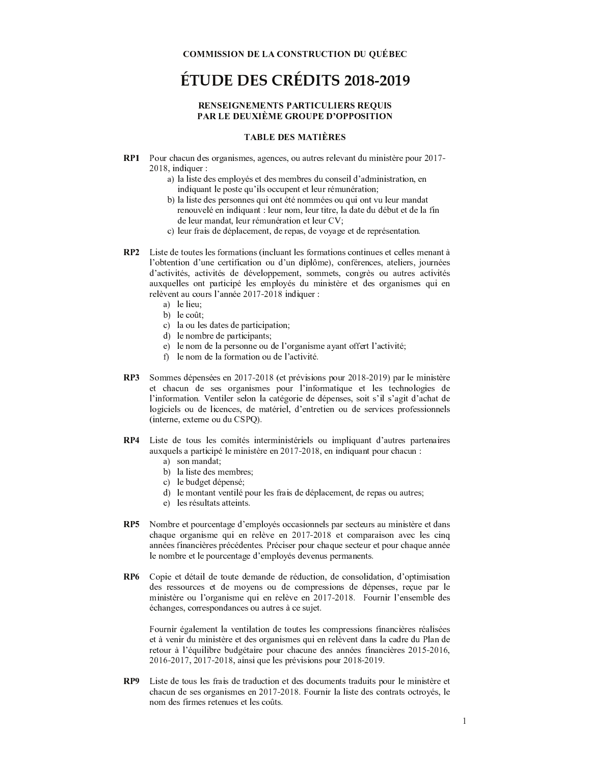**COMMISSION DE LA CONSTRUCTION DU QUÉBEC**

# ÉTUDE DES CRÉDITS 2018-2019

**RENSEIGNEMENTS PARTICULIERS REQUIS PAR LE DEUXIÈME GROUPE D'OPPOSITION**

**TABLE DES MATIÈRES**

**RP1** Pour chacun des organismes, agences, ou autres relevant du ministère pour 2017-2018, indiquer :

a) la liste des employés et des membres du conseil d'administration, en indiquant le poste qu'ils occupent et leur rémunération;
b) la liste des personnes qui ont été nommées ou qui ont vu leur mandat renouvelé en indiquant : leur nom, leur titre, la date du début et de la fin de leur mandat, leur rémunération et leur CV;
c) leur frais de déplacement, de repas, de voyage et de représentation.

**RP2** Liste de toutes les formations (incluant les formations continues et celles menant à l'obtention d'une certification ou d'un diplôme), conférences, ateliers, journées d'activités, activités de développement, sommets, congrès ou autres activités auxquelles ont participé les employés du ministère et des organismes qui en relèvent au cours l'année 2017-2018 indiquer :

a) le lieu;
b) le coût;
c) la ou les dates de participation;
d) le nombre de participants;
e) le nom de la personne ou de l'organisme ayant offert l'activité;
f) le nom de la formation ou de l'activité.

**RP3** Sommes dépensées en 2017-2018 (et prévisions pour 2018-2019) par le ministère et chacun de ses organismes pour l'informatique et les technologies de l'information. Ventiler selon la catégorie de dépenses, soit s'il s'agit d'achat de logiciels ou de licences, de matériel, d'entretien ou de services professionnels (interne, externe ou du CSPQ).

**RP4** Liste de tous les comités interministériels ou impliquant d'autres partenaires auxquels a participé le ministère en 2017-2018, en indiquant pour chacun :

a) son mandat;
b) la liste des membres;
c) le budget dépensé;
d) le montant ventilé pour les frais de déplacement, de repas ou autres;
e) les résultats atteints.

**RP5** Nombre et pourcentage d'employés occasionnels par secteurs au ministère et dans chaque organisme qui en relève en 2017-2018 et comparaison avec les cinq années financières précédentes. Préciser pour chaque secteur et pour chaque année le nombre et le pourcentage d'employés devenus permanents.

**RP6** Copie et détail de toute demande de réduction, de consolidation, d'optimisation des ressources et de moyens ou de compressions de dépenses, reçue par le ministère ou l'organisme qui en relève en 2017-2018. Fournir l'ensemble des échanges, correspondances ou autres à ce sujet.

Fournir également la ventilation de toutes les compressions financières réalisées et à venir du ministère et des organismes qui en relèvent dans la cadre du Plan de retour à l'équilibre budgétaire pour chacune des années financières 2015-2016, 2016-2017, 2017-2018, ainsi que les prévisions pour 2018-2019.

**RP9** Liste de tous les frais de traduction et des documents traduits pour le ministère et chacun de ses organismes en 2017-2018. Fournir la liste des contrats octroyés, le nom des firmes retenues et les coûts.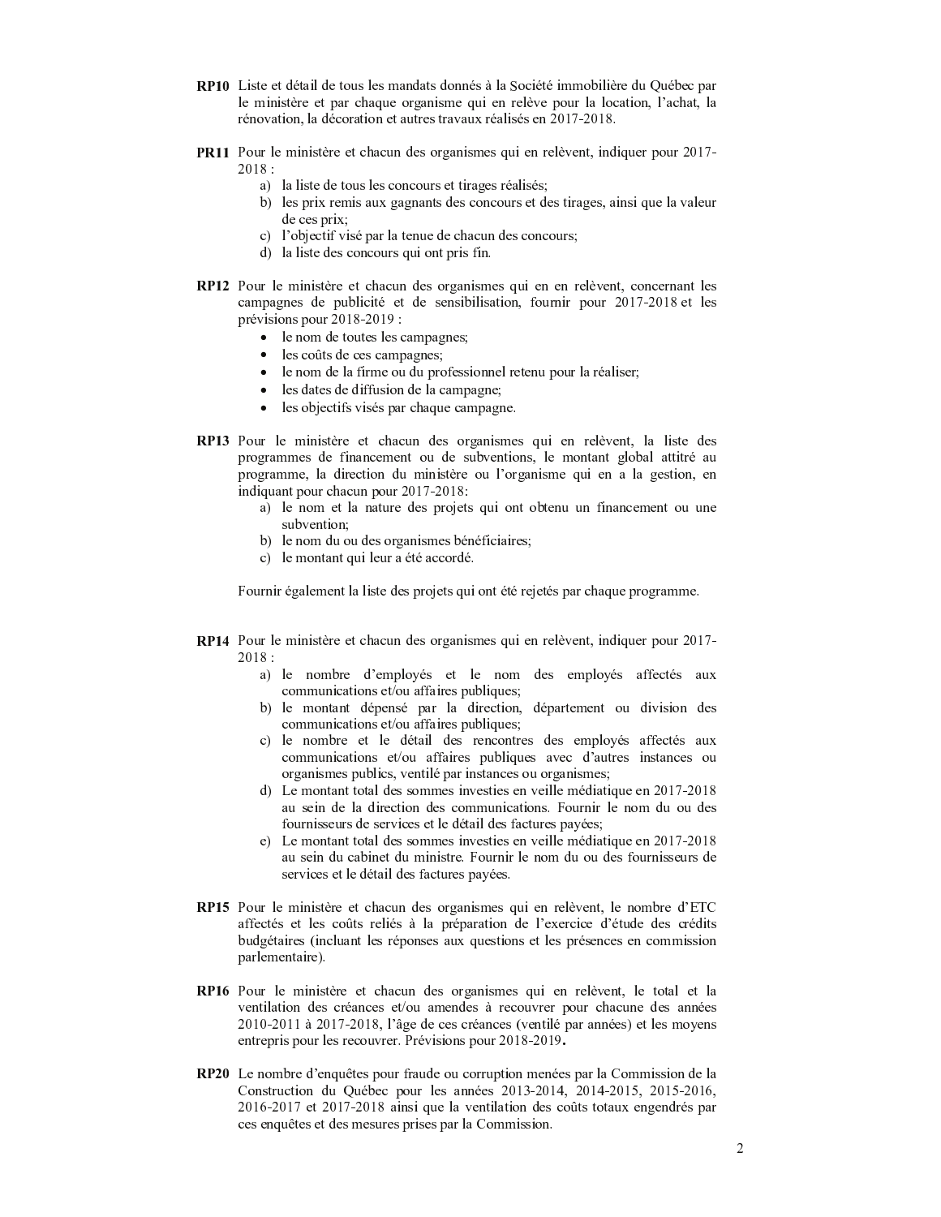**RP10** Liste et détail de tous les mandats donnés à la Société immobilière du Québec par le ministère et par chaque organisme qui en relève pour la location, l'achat, la rénovation, la décoration et autres travaux réalisés en 2017-2018.

**PR11** Pour le ministère et chacun des organismes qui en relèvent, indiquer pour 2017-2018 :

a) la liste de tous les concours et tirages réalisés;
b) les prix remis aux gagnants des concours et des tirages, ainsi que la valeur de ces prix;
c) l'objectif visé par la tenue de chacun des concours;
d) la liste des concours qui ont pris fin.

**RP12** Pour le ministère et chacun des organismes qui en en relèvent, concernant les campagnes de publicité et de sensibilisation, fournir pour 2017-2018 et les prévisions pour 2018-2019 :

- le nom de toutes les campagnes;
- les coûts de ces campagnes;
- le nom de la firme ou du professionnel retenu pour la réaliser;
- les dates de diffusion de la campagne;
- les objectifs visés par chaque campagne.

**RP13** Pour le ministère et chacun des organismes qui en relèvent, la liste des programmes de financement ou de subventions, le montant global attitré au programme, la direction du ministère ou l'organisme qui en a la gestion, en indiquant pour chacun pour 2017-2018:

a) le nom et la nature des projets qui ont obtenu un financement ou une subvention;
b) le nom du ou des organismes bénéficiaires;
c) le montant qui leur a été accordé.

Fournir également la liste des projets qui ont été rejetés par chaque programme.

**RP14** Pour le ministère et chacun des organismes qui en relèvent, indiquer pour 2017-2018 :

a) le nombre d'employés et le nom des employés affectés aux communications et/ou affaires publiques;
b) le montant dépensé par la direction, département ou division des communications et/ou affaires publiques;
c) le nombre et le détail des rencontres des employés affectés aux communications et/ou affaires publiques avec d'autres instances ou organismes publics, ventilé par instances ou organismes;
d) Le montant total des sommes investies en veille médiatique en 2017-2018 au sein de la direction des communications. Fournir le nom du ou des fournisseurs de services et le détail des factures payées;
e) Le montant total des sommes investies en veille médiatique en 2017-2018 au sein du cabinet du ministre. Fournir le nom du ou des fournisseurs de services et le détail des factures payées.

**RP15** Pour le ministère et chacun des organismes qui en relèvent, le nombre d'ETC affectés et les coûts reliés à la préparation de l'exercice d'étude des crédits budgétaires (incluant les réponses aux questions et les présences en commission parlementaire).

**RP16** Pour le ministère et chacun des organismes qui en relèvent, le total et la ventilation des créances et/ou amendes à recouvrer pour chacune des années 2010-2011 à 2017-2018, l'âge de ces créances (ventilé par années) et les moyens entrepris pour les recouvrer. Prévisions pour 2018-2019**.**

**RP20** Le nombre d'enquêtes pour fraude ou corruption menées par la Commission de la Construction du Québec pour les années 2013-2014, 2014-2015, 2015-2016, 2016-2017 et 2017-2018 ainsi que la ventilation des coûts totaux engendrés par ces enquêtes et des mesures prises par la Commission.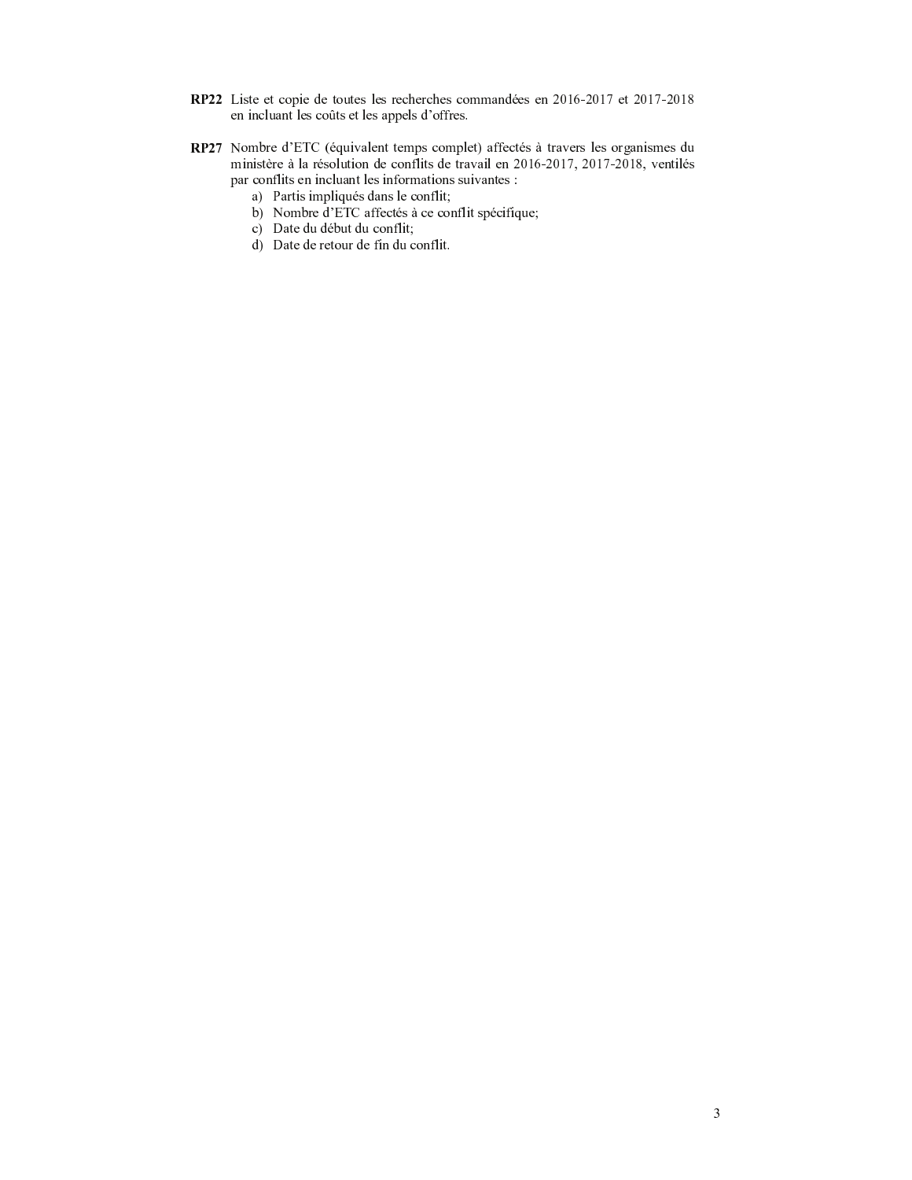**RP22** Liste et copie de toutes les recherches commandées en 2016-2017 et 2017-2018 en incluant les coûts et les appels d'offres.

**RP27** Nombre d'ETC (équivalent temps complet) affectés à travers les organismes du ministère à la résolution de conflits de travail en 2016-2017, 2017-2018, ventilés par conflits en incluant les informations suivantes :

a) Partis impliqués dans le conflit;
b) Nombre d'ETC affectés à ce conflit spécifique;
c) Date du début du conflit;
d) Date de retour de fin du conflit.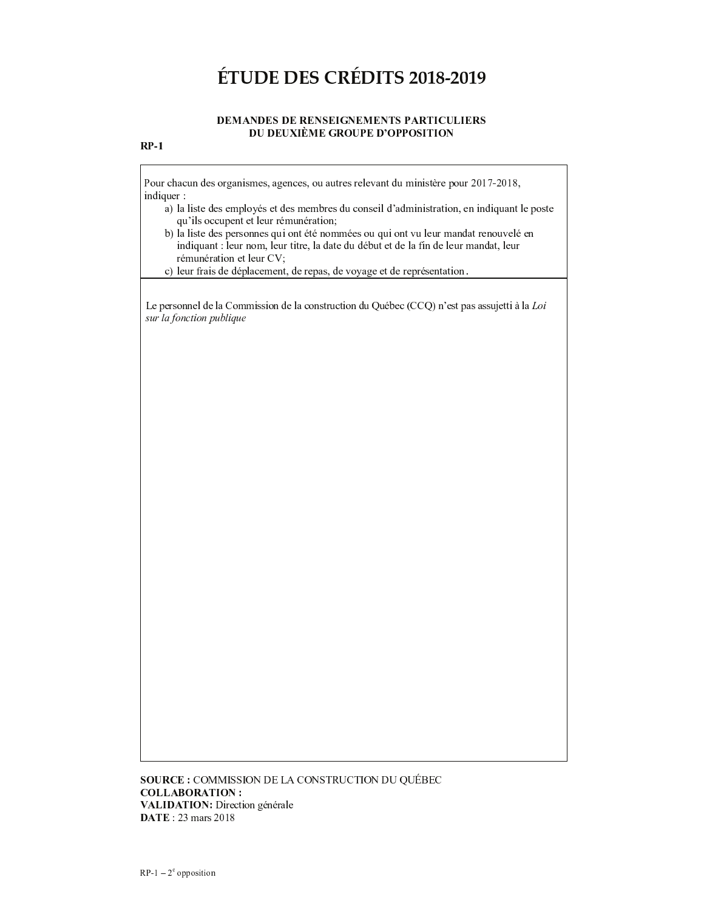# ÉTUDE DES CRÉDITS 2018-2019

### DEMANDES DE RENSEIGNEMENTS PARTICULIERS DU DEUXIÈME GROUPE D'OPPOSITION

**RP-1**

Pour chacun des organismes, agences, ou autres relevant du ministère pour 2017-2018, indiquer :

a) la liste des employés et des membres du conseil d'administration, en indiquant le poste qu'ils occupent et leur rémunération;
b) la liste des personnes qui ont été nommées ou qui ont vu leur mandat renouvelé en indiquant : leur nom, leur titre, la date du début et de la fin de leur mandat, leur rémunération et leur CV;
c) leur frais de déplacement, de repas, de voyage et de représentation.

---

Le personnel de la Commission de la construction du Québec (CCQ) n'est pas assujetti à la *Loi sur la fonction publique*

---

**SOURCE :** COMMISSION DE LA CONSTRUCTION DU QUÉBEC
**COLLABORATION :**
**VALIDATION:** Direction générale
**DATE** : 23 mars 2018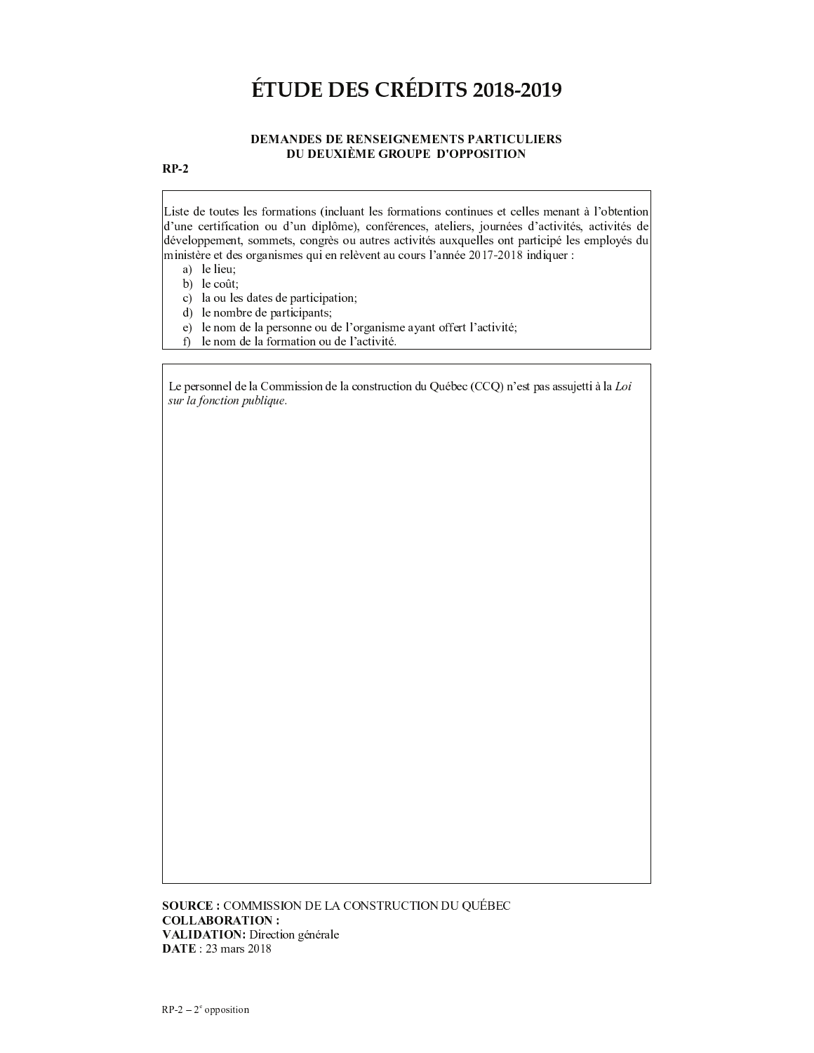# ÉTUDE DES CRÉDITS 2018-2019

**DEMANDES DE RENSEIGNEMENTS PARTICULIERS DU DEUXIÈME GROUPE D'OPPOSITION**

**RP-2**

Liste de toutes les formations (incluant les formations continues et celles menant à l'obtention d'une certification ou d'un diplôme), conférences, ateliers, journées d'activités, activités de développement, sommets, congrès ou autres activités auxquelles ont participé les employés du ministère et des organismes qui en relèvent au cours l'année 2017-2018 indiquer :

a) le lieu;
b) le coût;
c) la ou les dates de participation;
d) le nombre de participants;
e) le nom de la personne ou de l'organisme ayant offert l'activité;
f) le nom de la formation ou de l'activité.

Le personnel de la Commission de la construction du Québec (CCQ) n'est pas assujetti à la *Loi sur la fonction publique*.

**SOURCE :** COMMISSION DE LA CONSTRUCTION DU QUÉBEC
**COLLABORATION :**
**VALIDATION:** Direction générale
**DATE** : 23 mars 2018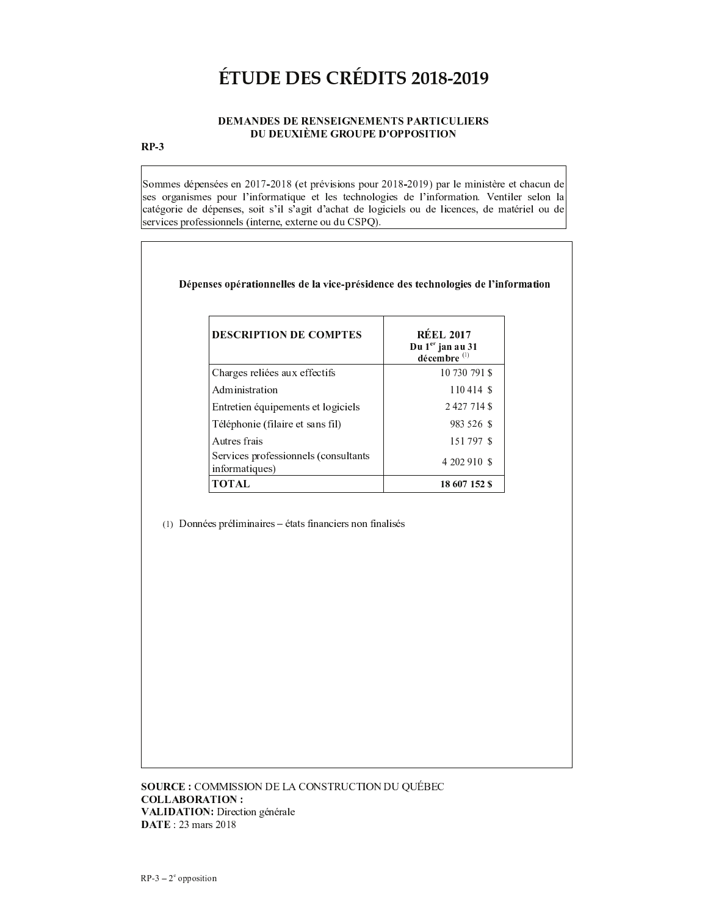# ÉTUDE DES CRÉDITS 2018-2019

**DEMANDES DE RENSEIGNEMENTS PARTICULIERS DU DEUXIÈME GROUPE D'OPPOSITION**

**RP-3**

Sommes dépensées en 2017-2018 (et prévisions pour 2018-2019) par le ministère et chacun de ses organismes pour l'informatique et les technologies de l'information. Ventiler selon la catégorie de dépenses, soit s'il s'agit d'achat de logiciels ou de licences, de matériel ou de services professionnels (interne, externe ou du CSPQ).

**Dépenses opérationnelles de la vice-présidence des technologies de l'information**

| DESCRIPTION DE COMPTES | RÉEL 2017 Du 1er jan au 31 décembre [(1)] |
|---|---|
| Charges reliées aux effectifs | 10 730 791 $ |
| Administration | 110 414 $ |
| Entretien équipements et logiciels | 2 427 714 $ |
| Téléphonie (filaire et sans fil) | 983 526 $ |
| Autres frais | 151 797 $ |
| Services professionnels (consultants informatiques) | 4 202 910 $ |
| **TOTAL** | **18 607 152 $** |

(1) Données préliminaires – états financiers non finalisés

**SOURCE :** COMMISSION DE LA CONSTRUCTION DU QUÉBEC
**COLLABORATION :**
**VALIDATION:** Direction générale
**DATE** : 23 mars 2018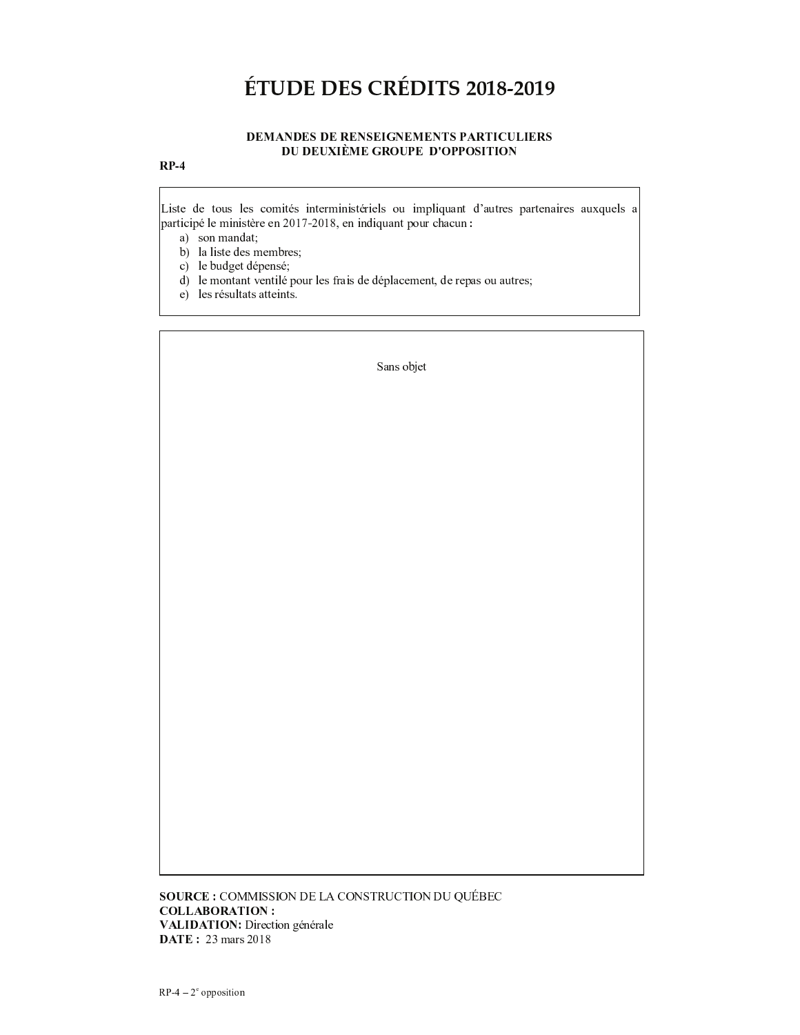# ÉTUDE DES CRÉDITS 2018-2019

**DEMANDES DE RENSEIGNEMENTS PARTICULIERS DU DEUXIÈME GROUPE D'OPPOSITION**

**RP-4**

Liste de tous les comités interministériels ou impliquant d'autres partenaires auxquels a participé le ministère en 2017-2018, en indiquant pour chacun :

a) son mandat;
b) la liste des membres;
c) le budget dépensé;
d) le montant ventilé pour les frais de déplacement, de repas ou autres;
e) les résultats atteints.

Sans objet

**SOURCE :** COMMISSION DE LA CONSTRUCTION DU QUÉBEC
**COLLABORATION :**
**VALIDATION:** Direction générale
**DATE :** 23 mars 2018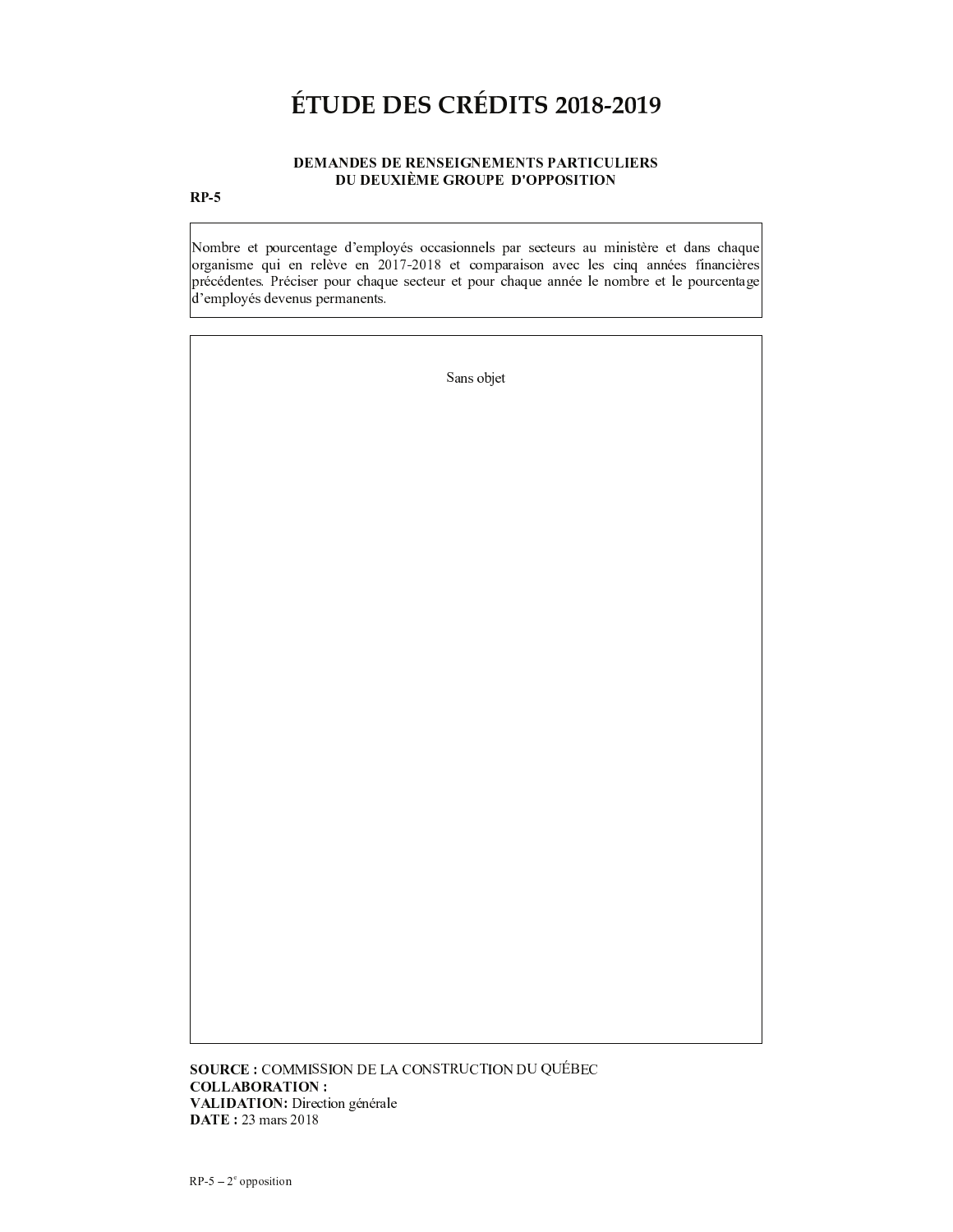# ÉTUDE DES CRÉDITS 2018-2019

**DEMANDES DE RENSEIGNEMENTS PARTICULIERS DU DEUXIÈME GROUPE D'OPPOSITION**

**RP-5**

Nombre et pourcentage d'employés occasionnels par secteurs au ministère et dans chaque organisme qui en relève en 2017-2018 et comparaison avec les cinq années financières précédentes. Préciser pour chaque secteur et pour chaque année le nombre et le pourcentage d'employés devenus permanents.

Sans objet

**SOURCE :** COMMISSION DE LA CONSTRUCTION DU QUÉBEC
**COLLABORATION :**
**VALIDATION:** Direction générale
**DATE :** 23 mars 2018

RP-5 – 2e opposition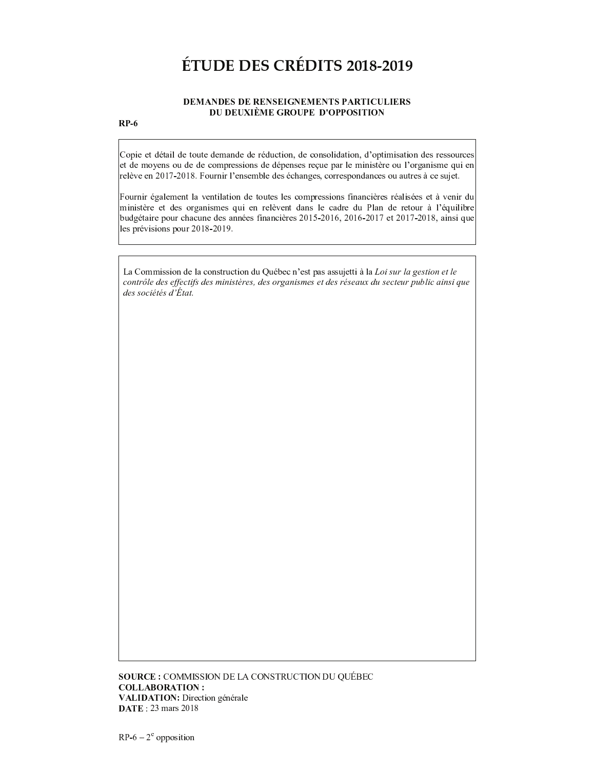# ÉTUDE DES CRÉDITS 2018-2019

**DEMANDES DE RENSEIGNEMENTS PARTICULIERS DU DEUXIÈME GROUPE D'OPPOSITION**

**RP-6**

Copie et détail de toute demande de réduction, de consolidation, d'optimisation des ressources et de moyens ou de de compressions de dépenses reçue par le ministère ou l'organisme qui en relève en 2017-2018. Fournir l'ensemble des échanges, correspondances ou autres à ce sujet.

Fournir également la ventilation de toutes les compressions financières réalisées et à venir du ministère et des organismes qui en relèvent dans le cadre du Plan de retour à l'équilibre budgétaire pour chacune des années financières 2015-2016, 2016-2017 et 2017-2018, ainsi que les prévisions pour 2018-2019.

La Commission de la construction du Québec n'est pas assujetti à la *Loi sur la gestion et le contrôle des effectifs des ministères, des organismes et des réseaux du secteur public ainsi que des sociétés d'État.*

**SOURCE :** COMMISSION DE LA CONSTRUCTION DU QUÉBEC
**COLLABORATION :**
**VALIDATION:** Direction générale
**DATE** : 23 mars 2018

RP-6 – 2e opposition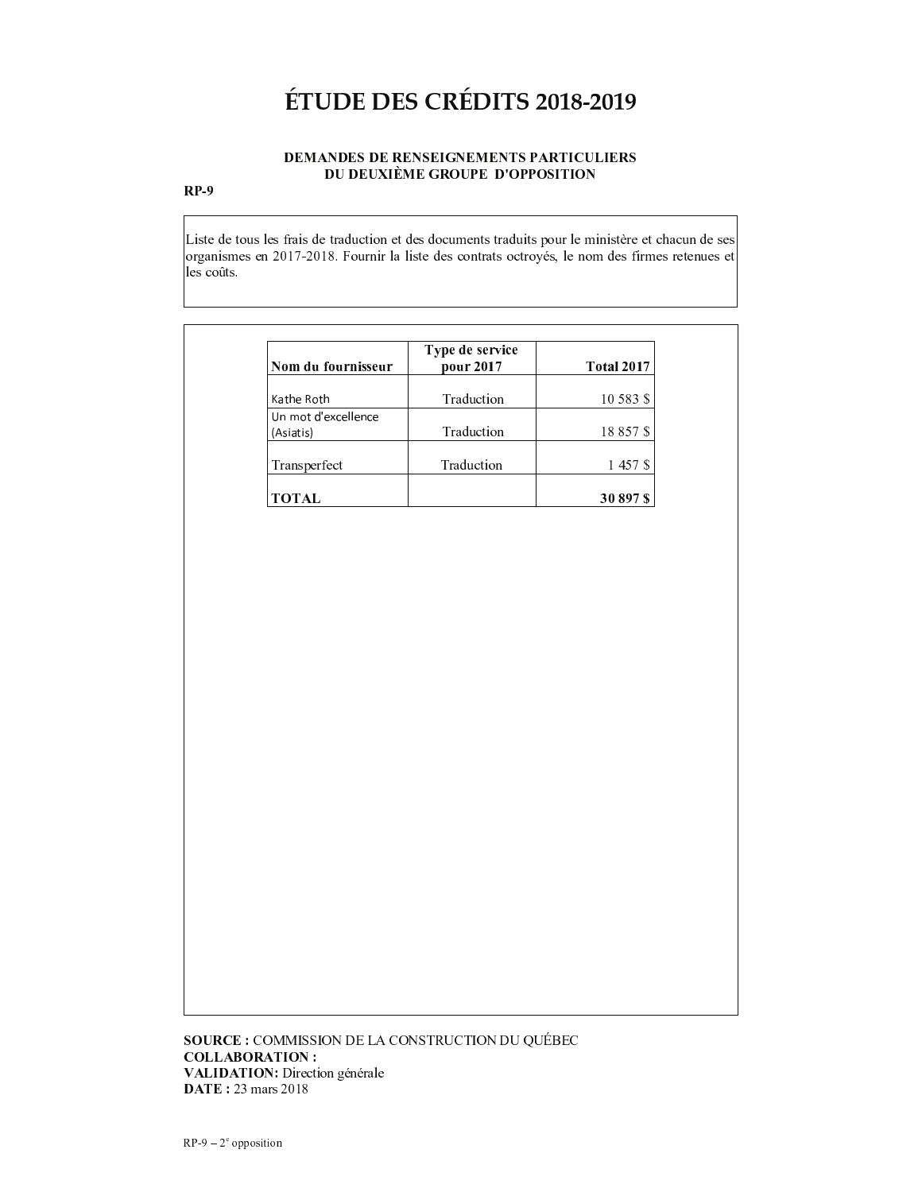# ÉTUDE DES CRÉDITS 2018-2019

### DEMANDES DE RENSEIGNEMENTS PARTICULIERS DU DEUXIÈME GROUPE D'OPPOSITION

**RP-9**

Liste de tous les frais de traduction et des documents traduits pour le ministère et chacun de ses organismes en 2017-2018. Fournir la liste des contrats octroyés, le nom des firmes retenues et les coûts.

| Nom du fournisseur | Type de service pour 2017 | Total 2017 |
|---|---|---|
| Kathe Roth | Traduction | 10 583 $ |
| Un mot d'excellence (Asiatis) | Traduction | 18 857 $ |
| Transperfect | Traduction | 1 457 $ |
| **TOTAL** | | **30 897 $** |

**SOURCE :** COMMISSION DE LA CONSTRUCTION DU QUÉBEC
**COLLABORATION :**
**VALIDATION:** Direction générale
**DATE :** 23 mars 2018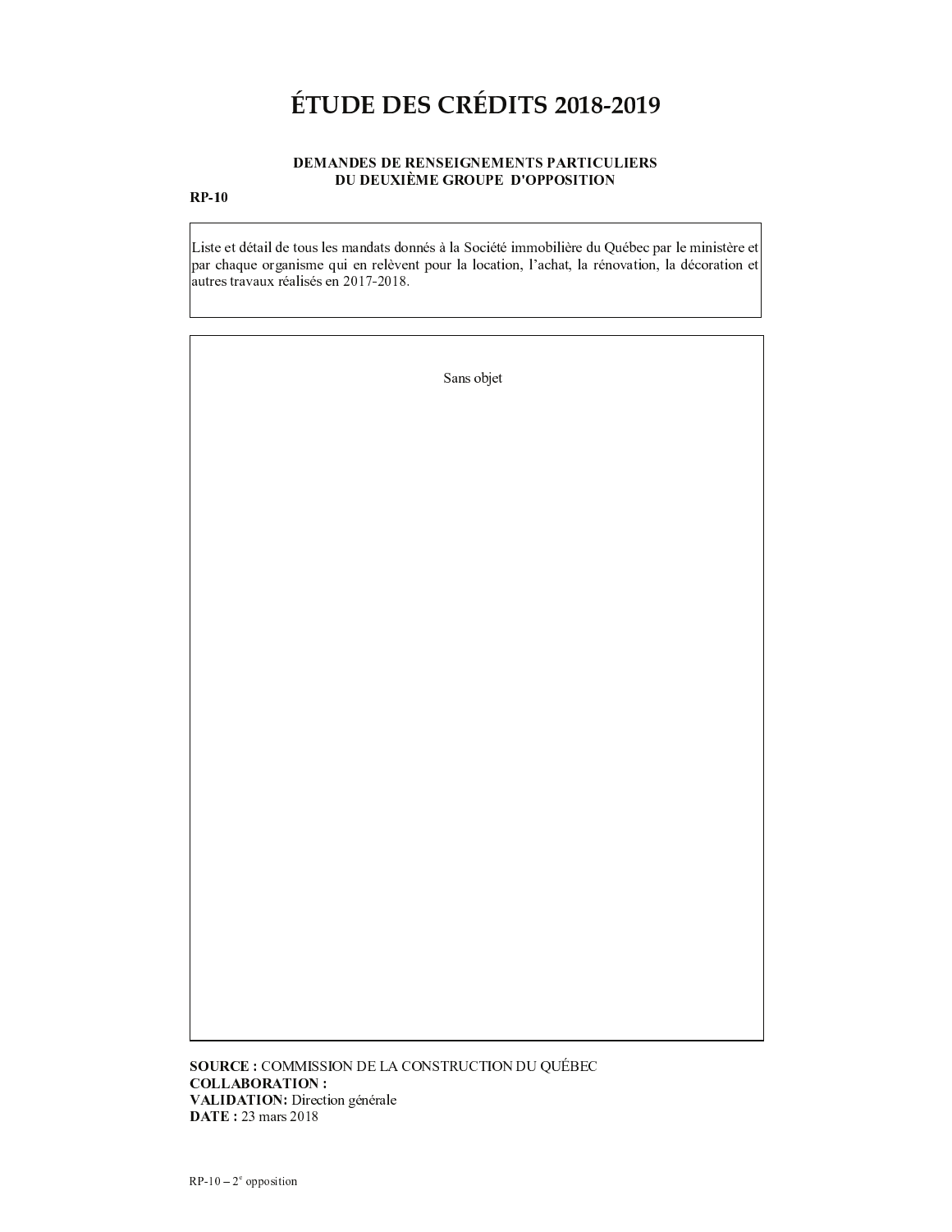# ÉTUDE DES CRÉDITS 2018-2019

**DEMANDES DE RENSEIGNEMENTS PARTICULIERS**
**DU DEUXIÈME GROUPE D'OPPOSITION**

**RP-10**

Liste et détail de tous les mandats donnés à la Société immobilière du Québec par le ministère et par chaque organisme qui en relèvent pour la location, l'achat, la rénovation, la décoration et autres travaux réalisés en 2017-2018.

Sans objet

**SOURCE :** COMMISSION DE LA CONSTRUCTION DU QUÉBEC
**COLLABORATION :**
**VALIDATION:** Direction générale
**DATE :** 23 mars 2018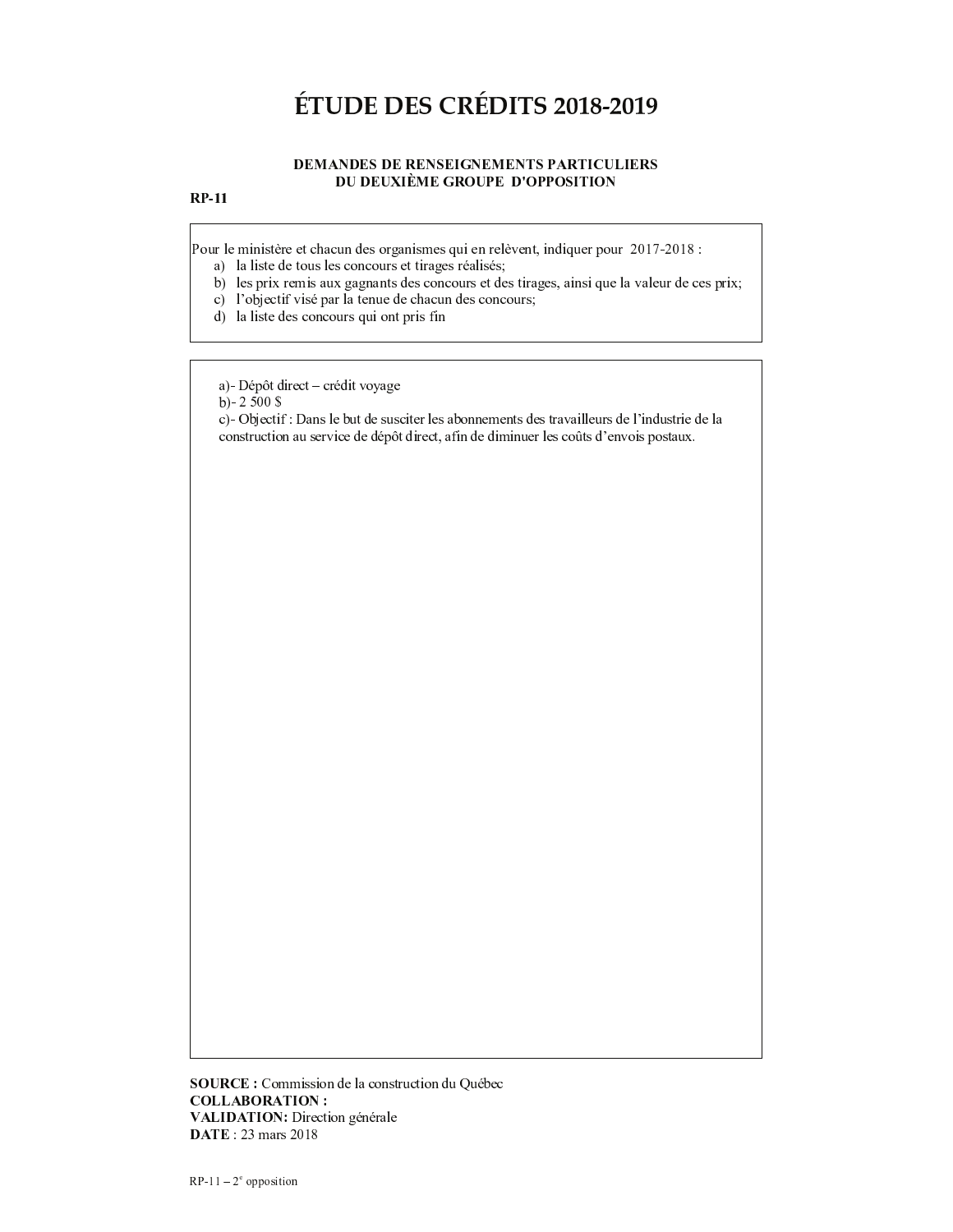# ÉTUDE DES CRÉDITS 2018-2019

**DEMANDES DE RENSEIGNEMENTS PARTICULIERS DU DEUXIÈME GROUPE D'OPPOSITION**

**RP-11**

Pour le ministère et chacun des organismes qui en relèvent, indiquer pour 2017-2018 :

a) la liste de tous les concours et tirages réalisés;
b) les prix remis aux gagnants des concours et des tirages, ainsi que la valeur de ces prix;
c) l'objectif visé par la tenue de chacun des concours;
d) la liste des concours qui ont pris fin

a)- Dépôt direct – crédit voyage
b)- 2 500 $
c)- Objectif : Dans le but de susciter les abonnements des travailleurs de l'industrie de la construction au service de dépôt direct, afin de diminuer les coûts d'envois postaux.

**SOURCE :** Commission de la construction du Québec
**COLLABORATION :**
**VALIDATION:** Direction générale
**DATE** : 23 mars 2018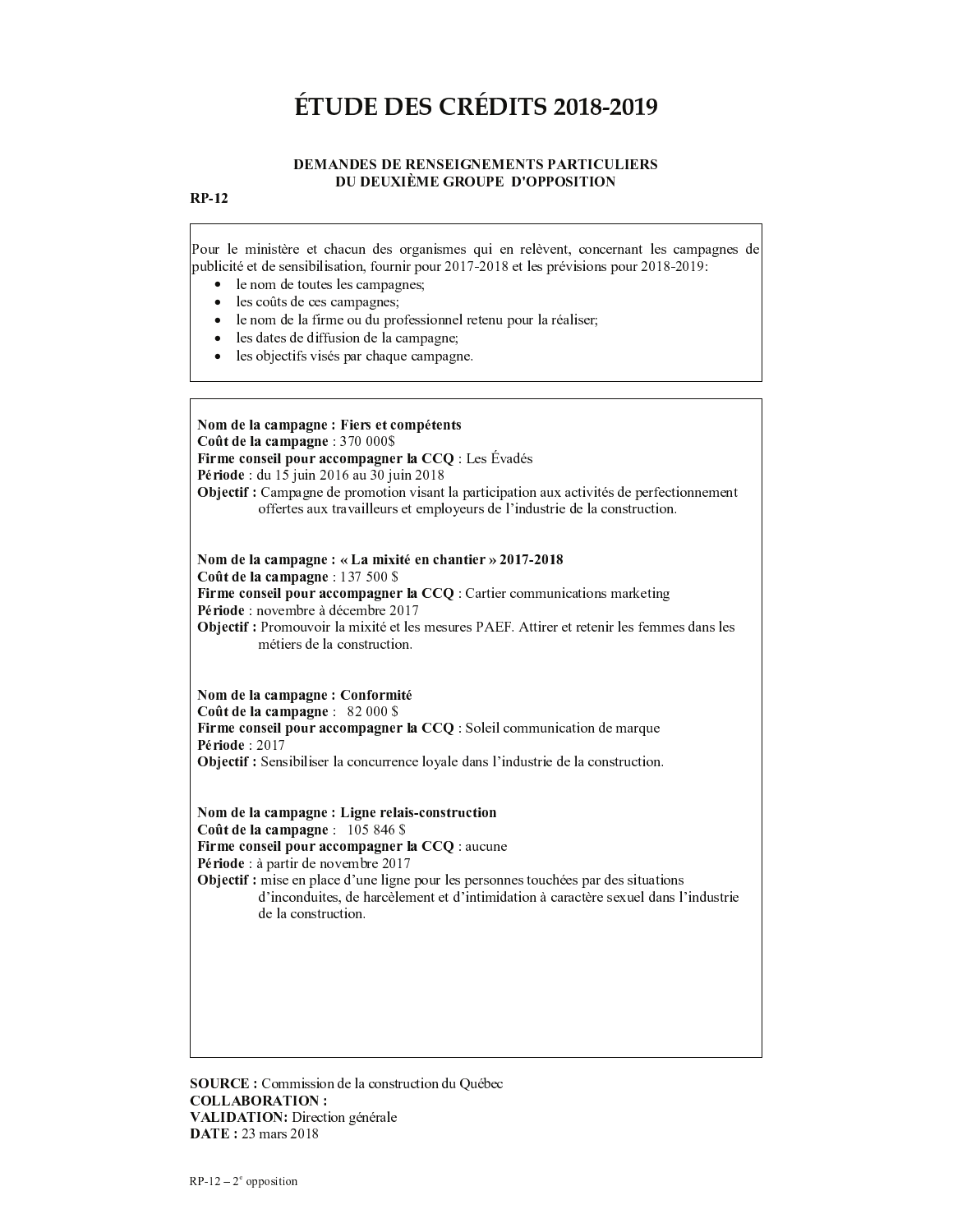# ÉTUDE DES CRÉDITS 2018-2019

**DEMANDES DE RENSEIGNEMENTS PARTICULIERS**
**DU DEUXIÈME GROUPE D'OPPOSITION**

**RP-12**

Pour le ministère et chacun des organismes qui en relèvent, concernant les campagnes de publicité et de sensibilisation, fournir pour 2017-2018 et les prévisions pour 2018-2019:

- le nom de toutes les campagnes;
- les coûts de ces campagnes;
- le nom de la firme ou du professionnel retenu pour la réaliser;
- les dates de diffusion de la campagne;
- les objectifs visés par chaque campagne.

**Nom de la campagne : Fiers et compétents**
**Coût de la campagne** : 370 000$
**Firme conseil pour accompagner la CCQ** : Les Évadés
**Période** : du 15 juin 2016 au 30 juin 2018
**Objectif :** Campagne de promotion visant la participation aux activités de perfectionnement offertes aux travailleurs et employeurs de l'industrie de la construction.

**Nom de la campagne : « La mixité en chantier » 2017-2018**
**Coût de la campagne** : 137 500 $
**Firme conseil pour accompagner la CCQ** : Cartier communications marketing
**Période** : novembre à décembre 2017
**Objectif :** Promouvoir la mixité et les mesures PAEF. Attirer et retenir les femmes dans les métiers de la construction.

**Nom de la campagne : Conformité**
**Coût de la campagne** : 82 000 $
**Firme conseil pour accompagner la CCQ** : Soleil communication de marque
**Période** : 2017
**Objectif :** Sensibiliser la concurrence loyale dans l'industrie de la construction.

**Nom de la campagne : Ligne relais-construction**
**Coût de la campagne** : 105 846 $
**Firme conseil pour accompagner la CCQ** : aucune
**Période** : à partir de novembre 2017
**Objectif :** mise en place d'une ligne pour les personnes touchées par des situations d'inconduites, de harcèlement et d'intimidation à caractère sexuel dans l'industrie de la construction.

**SOURCE :** Commission de la construction du Québec
**COLLABORATION :**
**VALIDATION:** Direction générale
**DATE :** 23 mars 2018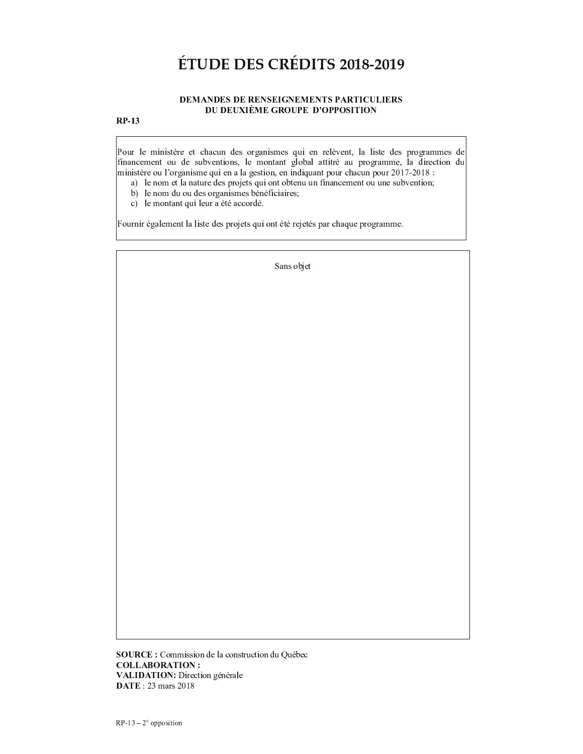# ÉTUDE DES CRÉDITS 2018-2019

**DEMANDES DE RENSEIGNEMENTS PARTICULIERS**
**DU DEUXIÈME GROUPE D'OPPOSITION**

**RP-13**

Pour le ministère et chacun des organismes qui en relèvent, la liste des programmes de financement ou de subventions, le montant global attitré au programme, la direction du ministère ou l'organisme qui en a la gestion, en indiquant pour chacun pour 2017-2018 :

a) le nom et la nature des projets qui ont obtenu un financement ou une subvention;
b) le nom du ou des organismes bénéficiaires;
c) le montant qui leur a été accordé.

Fournir également la liste des projets qui ont été rejetés par chaque programme.

Sans objet

**SOURCE :** Commission de la construction du Québec
**COLLABORATION :**
**VALIDATION:** Direction générale
**DATE** : 23 mars 2018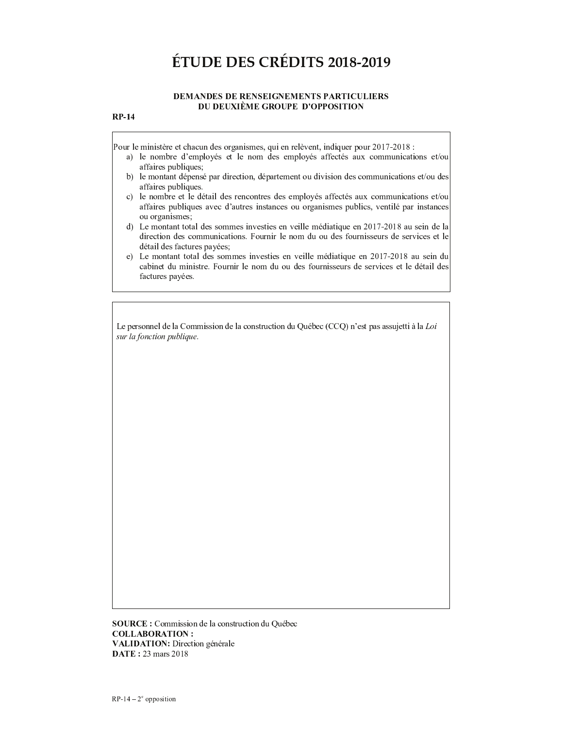# ÉTUDE DES CRÉDITS 2018-2019

**DEMANDES DE RENSEIGNEMENTS PARTICULIERS DU DEUXIÈME GROUPE D'OPPOSITION**

**RP-14**

Pour le ministère et chacun des organismes, qui en relèvent, indiquer pour 2017-2018 :

a) le nombre d'employés et le nom des employés affectés aux communications et/ou affaires publiques;
b) le montant dépensé par direction, département ou division des communications et/ou des affaires publiques.
c) le nombre et le détail des rencontres des employés affectés aux communications et/ou affaires publiques avec d'autres instances ou organismes publics, ventilé par instances ou organismes;
d) Le montant total des sommes investies en veille médiatique en 2017-2018 au sein de la direction des communications. Fournir le nom du ou des fournisseurs de services et le détail des factures payées;
e) Le montant total des sommes investies en veille médiatique en 2017-2018 au sein du cabinet du ministre. Fournir le nom du ou des fournisseurs de services et le détail des factures payées.

Le personnel de la Commission de la construction du Québec (CCQ) n'est pas assujetti à la *Loi sur la fonction publique*.

**SOURCE :** Commission de la construction du Québec
**COLLABORATION :**
**VALIDATION:** Direction générale
**DATE :** 23 mars 2018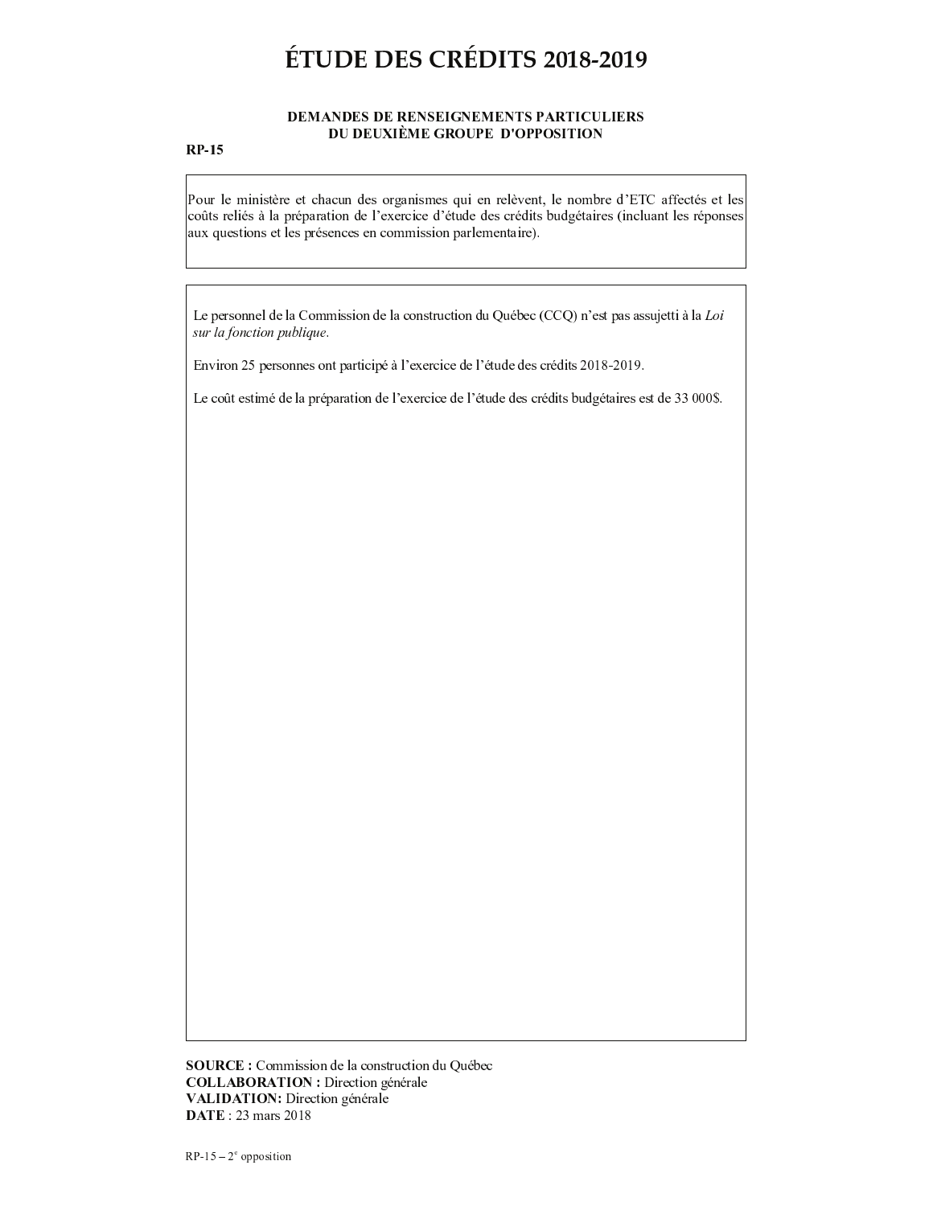# ÉTUDE DES CRÉDITS 2018-2019

**DEMANDES DE RENSEIGNEMENTS PARTICULIERS**
**DU DEUXIÈME GROUPE D'OPPOSITION**

**RP-15**

Pour le ministère et chacun des organismes qui en relèvent, le nombre d'ETC affectés et les coûts reliés à la préparation de l'exercice d'étude des crédits budgétaires (incluant les réponses aux questions et les présences en commission parlementaire).

Le personnel de la Commission de la construction du Québec (CCQ) n'est pas assujetti à la *Loi sur la fonction publique*.

Environ 25 personnes ont participé à l'exercice de l'étude des crédits 2018-2019.

Le coût estimé de la préparation de l'exercice de l'étude des crédits budgétaires est de 33 000$.

**SOURCE :** Commission de la construction du Québec
**COLLABORATION :** Direction générale
**VALIDATION:** Direction générale
**DATE** : 23 mars 2018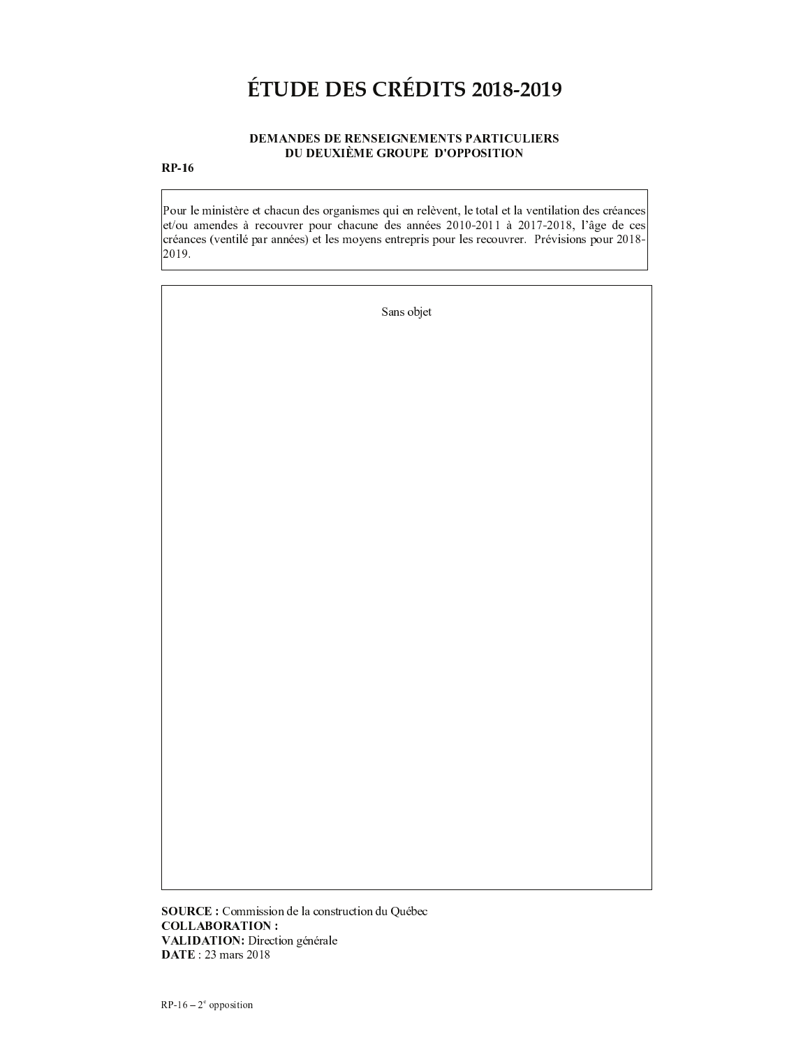# ÉTUDE DES CRÉDITS 2018-2019

**DEMANDES DE RENSEIGNEMENTS PARTICULIERS**
**DU DEUXIÈME GROUPE D'OPPOSITION**

**RP-16**

Pour le ministère et chacun des organismes qui en relèvent, le total et la ventilation des créances et/ou amendes à recouvrer pour chacune des années 2010-2011 à 2017-2018, l'âge de ces créances (ventilé par années) et les moyens entrepris pour les recouvrer. Prévisions pour 2018-2019.

Sans objet

**SOURCE :** Commission de la construction du Québec
**COLLABORATION :**
**VALIDATION:** Direction générale
**DATE** : 23 mars 2018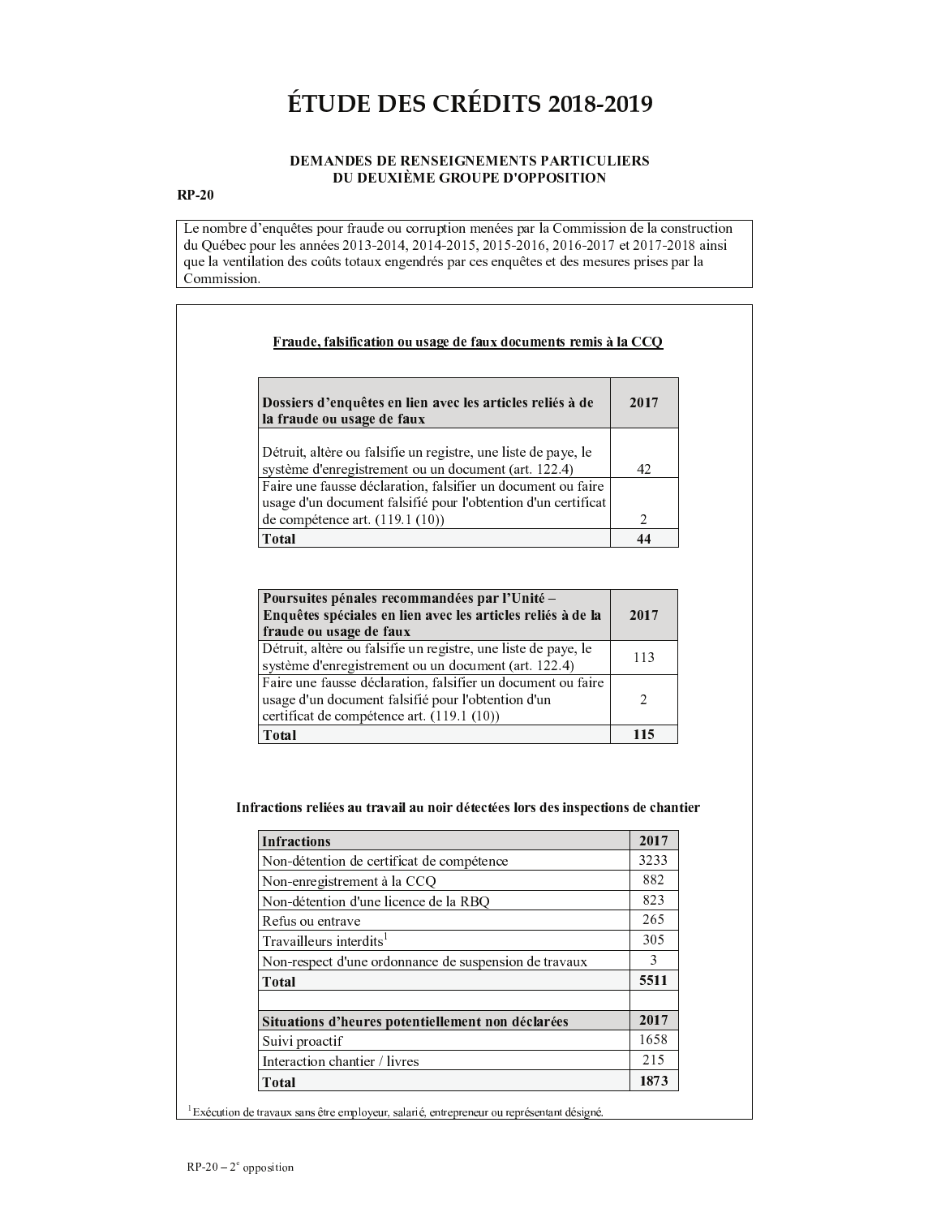# ÉTUDE DES CRÉDITS 2018-2019

**DEMANDES DE RENSEIGNEMENTS PARTICULIERS DU DEUXIÈME GROUPE D'OPPOSITION**

**RP-20**

Le nombre d'enquêtes pour fraude ou corruption menées par la Commission de la construction du Québec pour les années 2013-2014, 2014-2015, 2015-2016, 2016-2017 et 2017-2018 ainsi que la ventilation des coûts totaux engendrés par ces enquêtes et des mesures prises par la Commission.

**Fraude, falsification ou usage de faux documents remis à la CCQ**

| Dossiers d'enquêtes en lien avec les articles reliés à de la fraude ou usage de faux | 2017 |
|---|---|
| Détruit, altère ou falsifie un registre, une liste de paye, le système d'enregistrement ou un document (art. 122.4) | 42 |
| Faire une fausse déclaration, falsifier un document ou faire usage d'un document falsifié pour l'obtention d'un certificat de compétence art. (119.1 (10)) | 2 |
| **Total** | **44** |

| Poursuites pénales recommandées par l'Unité – Enquêtes spéciales en lien avec les articles reliés à de la fraude ou usage de faux | 2017 |
|---|---|
| Détruit, altère ou falsifie un registre, une liste de paye, le système d'enregistrement ou un document (art. 122.4) | 113 |
| Faire une fausse déclaration, falsifier un document ou faire usage d'un document falsifié pour l'obtention d'un certificat de compétence art. (119.1 (10)) | 2 |
| **Total** | **115** |

**Infractions reliées au travail au noir détectées lors des inspections de chantier**

| Infractions | 2017 |
|---|---|
| Non-détention de certificat de compétence | 3233 |
| Non-enregistrement à la CCQ | 882 |
| Non-détention d'une licence de la RBQ | 823 |
| Refus ou entrave | 265 |
| Travailleurs interdits[1] | 305 |
| Non-respect d'une ordonnance de suspension de travaux | 3 |
| **Total** | **5511** |
| | |
| **Situations d'heures potentiellement non déclarées** | **2017** |
| Suivi proactif | 1658 |
| Interaction chantier / livres | 215 |
| **Total** | **1873** |

[1] Exécution de travaux sans être employeur, salarié, entrepreneur ou représentant désigné.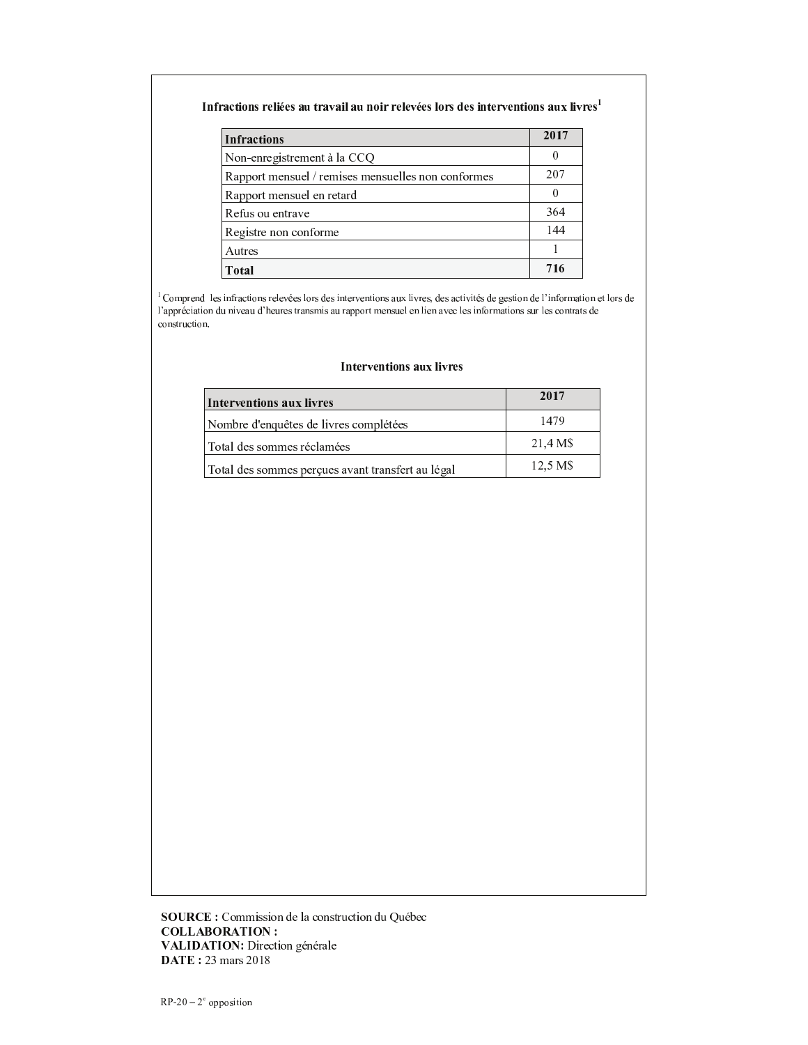### Infractions reliées au travail au noir relevées lors des interventions aux livres[1]

| Infractions | 2017 |
|---|---|
| Non-enregistrement à la CCQ | 0 |
| Rapport mensuel / remises mensuelles non conformes | 207 |
| Rapport mensuel en retard | 0 |
| Refus ou entrave | 364 |
| Registre non conforme | 144 |
| Autres | 1 |
| **Total** | **716** |

[1] Comprend les infractions relevées lors des interventions aux livres, des activités de gestion de l'information et lors de l'appréciation du niveau d'heures transmis au rapport mensuel en lien avec les informations sur les contrats de construction.

### Interventions aux livres

| Interventions aux livres | 2017 |
|---|---|
| Nombre d'enquêtes de livres complétées | 1479 |
| Total des sommes réclamées | 21,4 M$ |
| Total des sommes perçues avant transfert au légal | 12,5 M$ |

**SOURCE :** Commission de la construction du Québec
**COLLABORATION :**
**VALIDATION:** Direction générale
**DATE :** 23 mars 2018

RP-20 – 2e opposition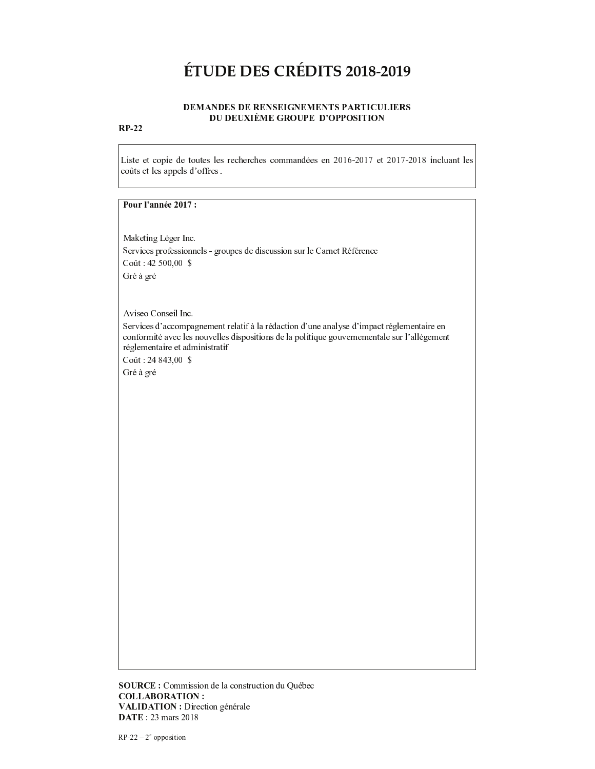# ÉTUDE DES CRÉDITS 2018-2019

**DEMANDES DE RENSEIGNEMENTS PARTICULIERS**
**DU DEUXIÈME GROUPE D'OPPOSITION**

**RP-22**

Liste et copie de toutes les recherches commandées en 2016-2017 et 2017-2018 incluant les coûts et les appels d'offres.

**Pour l'année 2017 :**

Maketing Léger Inc.
Services professionnels - groupes de discussion sur le Carnet Référence
Coût : 42 500,00 $
Gré à gré

Aviseo Conseil Inc.
Services d'accompagnement relatif à la rédaction d'une analyse d'impact réglementaire en conformité avec les nouvelles dispositions de la politique gouvernementale sur l'allègement réglementaire et administratif
Coût : 24 843,00 $
Gré à gré

**SOURCE :** Commission de la construction du Québec
**COLLABORATION :**
**VALIDATION :** Direction générale
**DATE** : 23 mars 2018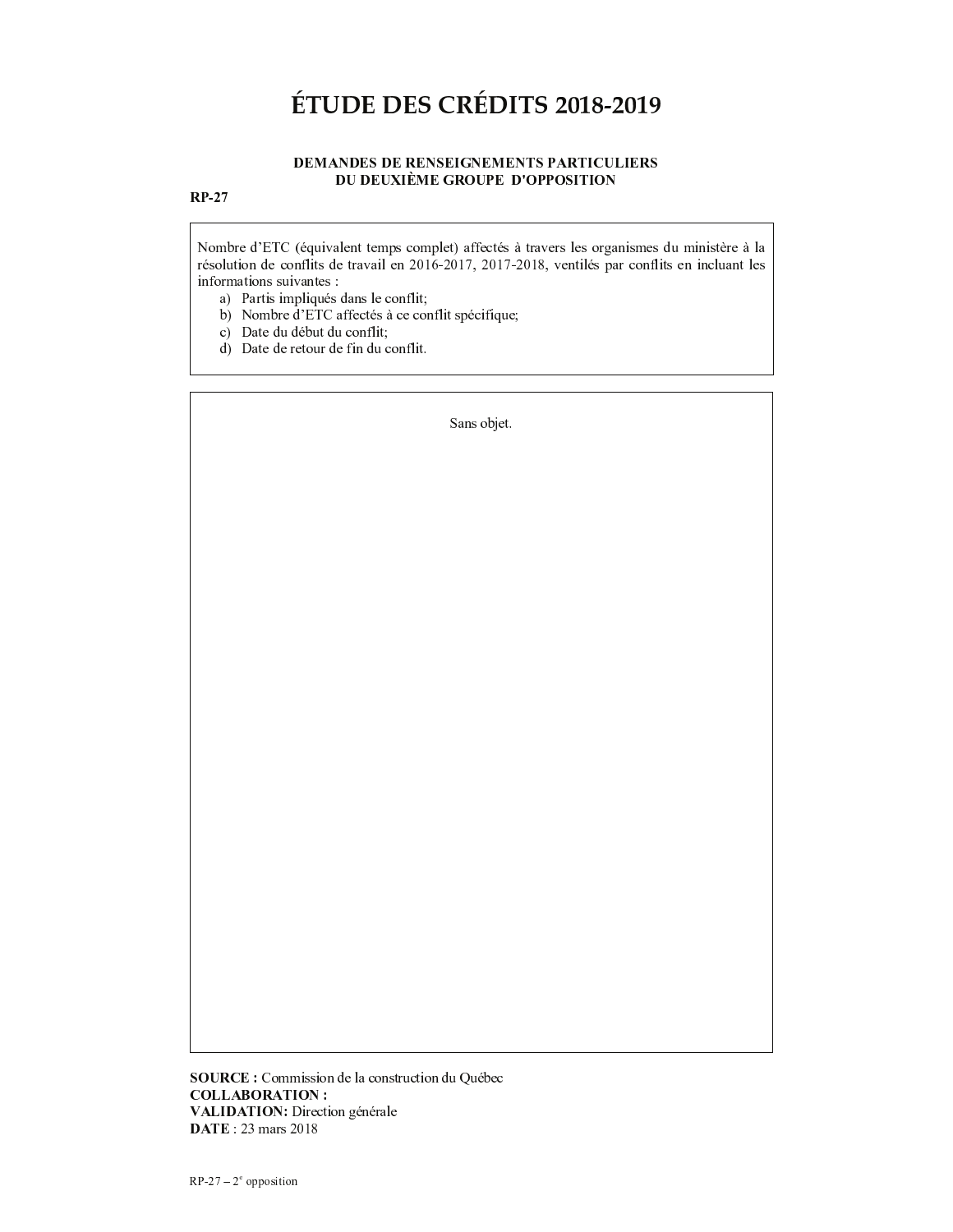# ÉTUDE DES CRÉDITS 2018-2019

**DEMANDES DE RENSEIGNEMENTS PARTICULIERS DU DEUXIÈME GROUPE D'OPPOSITION**

**RP-27**

Nombre d'ETC (équivalent temps complet) affectés à travers les organismes du ministère à la résolution de conflits de travail en 2016-2017, 2017-2018, ventilés par conflits en incluant les informations suivantes :

a) Partis impliqués dans le conflit;
b) Nombre d'ETC affectés à ce conflit spécifique;
c) Date du début du conflit;
d) Date de retour de fin du conflit.

Sans objet.

**SOURCE :** Commission de la construction du Québec
**COLLABORATION :**
**VALIDATION:** Direction générale
**DATE** : 23 mars 2018